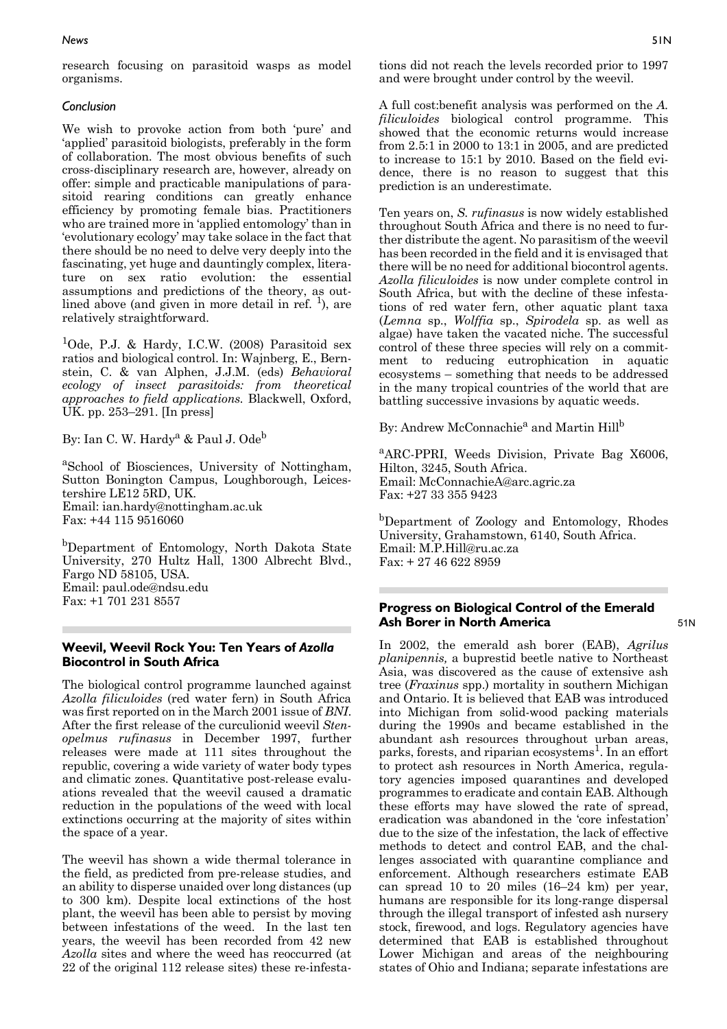research focusing on parasitoid wasps as model organisms.

### Conclusion

We wish to provoke action from both 'pure' and 'applied' parasitoid biologists, preferably in the form of collaboration. The most obvious benefits of such cross-disciplinary research are, however, already on offer: simple and practicable manipulations of parasitoid rearing conditions can greatly enhance efficiency by promoting female bias. Practitioners who are trained more in 'applied entomology' than in 'evolutionary ecology' may take solace in the fact that there should be no need to delve very deeply into the fascinating, yet huge and dauntingly complex, literature on sex ratio evolution: the essential assumptions and predictions of the theory, as outlined above (and given in more detail in ref. [1]), are relatively straightforward.

[1]Ode, P.J. & Hardy, I.C.W. (2008) Parasitoid sex ratios and biological control. In: Wajnberg, E., Bernstein, C. & van Alphen, J.J.M. (eds) *Behavioral ecology of insect parasitoids: from theoretical approaches to field applications.* Blackwell, Oxford, UK. pp. 253–291. [In press]

By: Ian C. W. Hardy[a] & Paul J. Ode[b]

[a]School of Biosciences, University of Nottingham, Sutton Bonington Campus, Loughborough, Leicestershire LE12 5RD, UK.
Email: ian.hardy@nottingham.ac.uk
Fax: +44 115 9516060

[b]Department of Entomology, North Dakota State University, 270 Hultz Hall, 1300 Albrecht Blvd., Fargo ND 58105, USA.
Email: paul.ode@ndsu.edu
Fax: +1 701 231 8557

## Weevil, Weevil Rock You: Ten Years of *Azolla* Biocontrol in South Africa

The biological control programme launched against *Azolla filiculoides* (red water fern) in South Africa was first reported on in the March 2001 issue of *BNI*. After the first release of the curculionid weevil *Stenopelmus rufinasus* in December 1997, further releases were made at 111 sites throughout the republic, covering a wide variety of water body types and climatic zones. Quantitative post-release evaluations revealed that the weevil caused a dramatic reduction in the populations of the weed with local extinctions occurring at the majority of sites within the space of a year.

The weevil has shown a wide thermal tolerance in the field, as predicted from pre-release studies, and an ability to disperse unaided over long distances (up to 300 km). Despite local extinctions of the host plant, the weevil has been able to persist by moving between infestations of the weed. In the last ten years, the weevil has been recorded from 42 new *Azolla* sites and where the weed has reoccurred (at 22 of the original 112 release sites) these re-infestations did not reach the levels recorded prior to 1997 and were brought under control by the weevil.

A full cost:benefit analysis was performed on the *A. filiculoides* biological control programme. This showed that the economic returns would increase from 2.5:1 in 2000 to 13:1 in 2005, and are predicted to increase to 15:1 by 2010. Based on the field evidence, there is no reason to suggest that this prediction is an underestimate.

Ten years on, *S. rufinasus* is now widely established throughout South Africa and there is no need to further distribute the agent. No parasitism of the weevil has been recorded in the field and it is envisaged that there will be no need for additional biocontrol agents. *Azolla filiculoides* is now under complete control in South Africa, but with the decline of these infestations of red water fern, other aquatic plant taxa (*Lemna* sp., *Wolffia* sp., *Spirodela* sp. as well as algae) have taken the vacated niche. The successful control of these three species will rely on a commitment to reducing eutrophication in aquatic ecosystems – something that needs to be addressed in the many tropical countries of the world that are battling successive invasions by aquatic weeds.

By: Andrew McConnachie[a] and Martin Hill[b]

[a]ARC-PPRI, Weeds Division, Private Bag X6006, Hilton, 3245, South Africa.
Email: McConnachieA@arc.agric.za
Fax: +27 33 355 9423

[b]Department of Zoology and Entomology, Rhodes University, Grahamstown, 6140, South Africa.
Email: M.P.Hill@ru.ac.za
Fax: + 27 46 622 8959

## Progress on Biological Control of the Emerald Ash Borer in North America

In 2002, the emerald ash borer (EAB), *Agrilus planipennis,* a buprestid beetle native to Northeast Asia, was discovered as the cause of extensive ash tree (*Fraxinus* spp.) mortality in southern Michigan and Ontario. It is believed that EAB was introduced into Michigan from solid-wood packing materials during the 1990s and became established in the abundant ash resources throughout urban areas, parks, forests, and riparian ecosystems[1]. In an effort to protect ash resources in North America, regulatory agencies imposed quarantines and developed programmes to eradicate and contain EAB. Although these efforts may have slowed the rate of spread, eradication was abandoned in the 'core infestation' due to the size of the infestation, the lack of effective methods to detect and control EAB, and the challenges associated with quarantine compliance and enforcement. Although researchers estimate EAB can spread 10 to 20 miles (16–24 km) per year, humans are responsible for its long-range dispersal through the illegal transport of infested ash nursery stock, firewood, and logs. Regulatory agencies have determined that EAB is established throughout Lower Michigan and areas of the neighbouring states of Ohio and Indiana; separate infestations are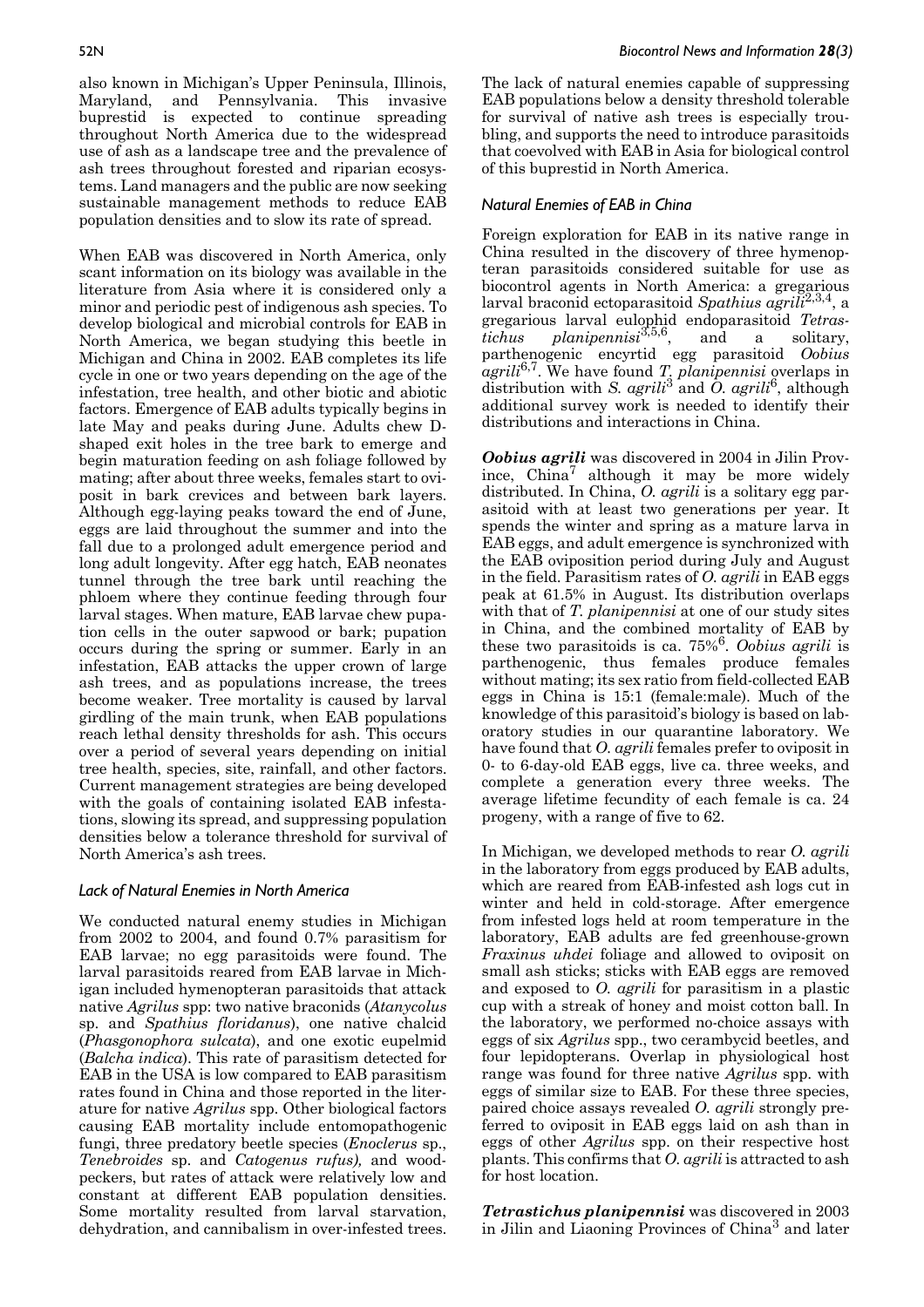also known in Michigan's Upper Peninsula, Illinois, Maryland, and Pennsylvania. This invasive buprestid is expected to continue spreading throughout North America due to the widespread use of ash as a landscape tree and the prevalence of ash trees throughout forested and riparian ecosystems. Land managers and the public are now seeking sustainable management methods to reduce EAB population densities and to slow its rate of spread.

When EAB was discovered in North America, only scant information on its biology was available in the literature from Asia where it is considered only a minor and periodic pest of indigenous ash species. To develop biological and microbial controls for EAB in North America, we began studying this beetle in Michigan and China in 2002. EAB completes its life cycle in one or two years depending on the age of the infestation, tree health, and other biotic and abiotic factors. Emergence of EAB adults typically begins in late May and peaks during June. Adults chew D-shaped exit holes in the tree bark to emerge and begin maturation feeding on ash foliage followed by mating; after about three weeks, females start to oviposit in bark crevices and between bark layers. Although egg-laying peaks toward the end of June, eggs are laid throughout the summer and into the fall due to a prolonged adult emergence period and long adult longevity. After egg hatch, EAB neonates tunnel through the tree bark until reaching the phloem where they continue feeding through four larval stages. When mature, EAB larvae chew pupation cells in the outer sapwood or bark; pupation occurs during the spring or summer. Early in an infestation, EAB attacks the upper crown of large ash trees, and as populations increase, the trees become weaker. Tree mortality is caused by larval girdling of the main trunk, when EAB populations reach lethal density thresholds for ash. This occurs over a period of several years depending on initial tree health, species, site, rainfall, and other factors. Current management strategies are being developed with the goals of containing isolated EAB infestations, slowing its spread, and suppressing population densities below a tolerance threshold for survival of North America's ash trees.

### *Lack of Natural Enemies in North America*

We conducted natural enemy studies in Michigan from 2002 to 2004, and found 0.7% parasitism for EAB larvae; no egg parasitoids were found. The larval parasitoids reared from EAB larvae in Michigan included hymenopteran parasitoids that attack native *Agrilus* spp: two native braconids (*Atanycolus* sp. and *Spathius floridanus*), one native chalcid (*Phasgonophora sulcata*), and one exotic eupelmid (*Balcha indica*). This rate of parasitism detected for EAB in the USA is low compared to EAB parasitism rates found in China and those reported in the literature for native *Agrilus* spp. Other biological factors causing EAB mortality include entomopathogenic fungi, three predatory beetle species (*Enoclerus* sp., *Tenebroides* sp. and *Catogenus rufus),* and woodpeckers, but rates of attack were relatively low and constant at different EAB population densities. Some mortality resulted from larval starvation, dehydration, and cannibalism in over-infested trees. The lack of natural enemies capable of suppressing EAB populations below a density threshold tolerable for survival of native ash trees is especially troubling, and supports the need to introduce parasitoids that coevolved with EAB in Asia for biological control of this buprestid in North America.

### *Natural Enemies of EAB in China*

Foreign exploration for EAB in its native range in China resulted in the discovery of three hymenopteran parasitoids considered suitable for use as biocontrol agents in North America: a gregarious larval braconid ectoparasitoid *Spathius agrili*[2,3,4], a gregarious larval eulophid endoparasitoid *Tetrastichus planipennisi*[3,5,6], and a solitary, parthenogenic encyrtid egg parasitoid *Oobius agrili*[6,7]. We have found *T. planipennisi* overlaps in distribution with *S. agrili*[3] and *O. agrili*[6], although additional survey work is needed to identify their distributions and interactions in China.

***Oobius agrili*** was discovered in 2004 in Jilin Province, China[7] although it may be more widely distributed. In China, *O. agrili* is a solitary egg parasitoid with at least two generations per year. It spends the winter and spring as a mature larva in EAB eggs, and adult emergence is synchronized with the EAB oviposition period during July and August in the field. Parasitism rates of *O. agrili* in EAB eggs peak at 61.5% in August. Its distribution overlaps with that of *T. planipennisi* at one of our study sites in China, and the combined mortality of EAB by these two parasitoids is ca. 75%[6]. *Oobius agrili* is parthenogenic, thus females produce females without mating; its sex ratio from field-collected EAB eggs in China is 15:1 (female:male). Much of the knowledge of this parasitoid's biology is based on laboratory studies in our quarantine laboratory. We have found that *O. agrili* females prefer to oviposit in 0- to 6-day-old EAB eggs, live ca. three weeks, and complete a generation every three weeks. The average lifetime fecundity of each female is ca. 24 progeny, with a range of five to 62.

In Michigan, we developed methods to rear *O. agrili* in the laboratory from eggs produced by EAB adults, which are reared from EAB-infested ash logs cut in winter and held in cold-storage. After emergence from infested logs held at room temperature in the laboratory, EAB adults are fed greenhouse-grown *Fraxinus uhdei* foliage and allowed to oviposit on small ash sticks; sticks with EAB eggs are removed and exposed to *O. agrili* for parasitism in a plastic cup with a streak of honey and moist cotton ball. In the laboratory, we performed no-choice assays with eggs of six *Agrilus* spp., two cerambycid beetles, and four lepidopterans. Overlap in physiological host range was found for three native *Agrilus* spp. with eggs of similar size to EAB. For these three species, paired choice assays revealed *O. agrili* strongly preferred to oviposit in EAB eggs laid on ash than in eggs of other *Agrilus* spp. on their respective host plants. This confirms that *O. agrili* is attracted to ash for host location.

***Tetrastichus planipennisi*** was discovered in 2003 in Jilin and Liaoning Provinces of China[3] and later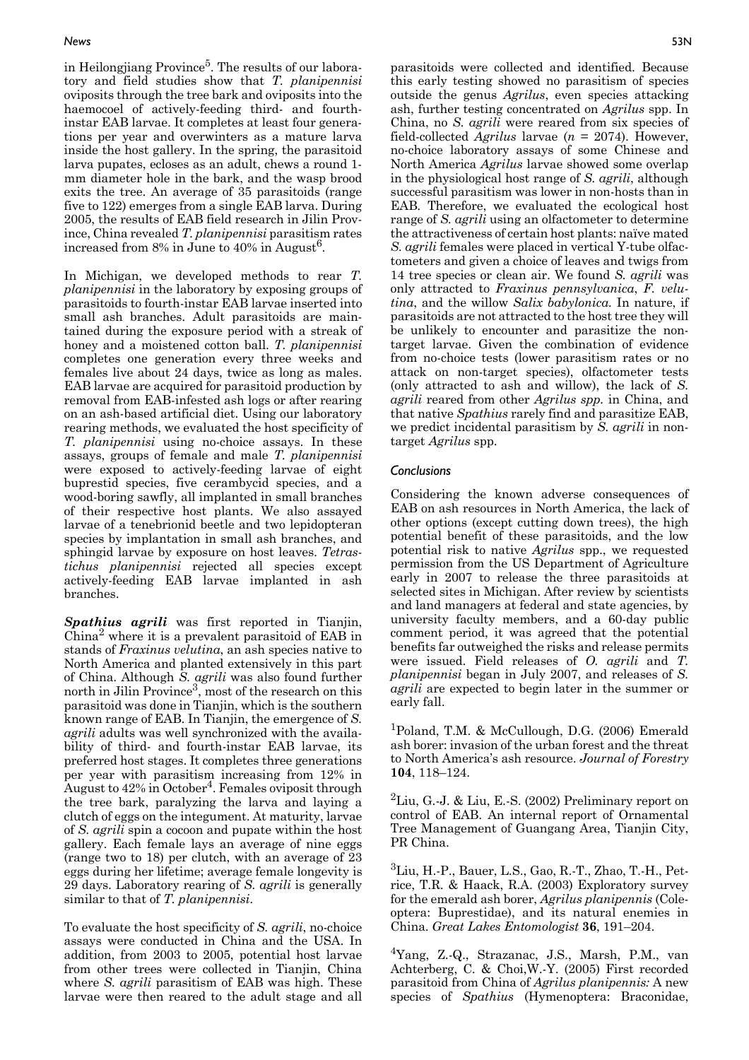in Heilongjiang Province[5]. The results of our laboratory and field studies show that *T. planipennisi* oviposits through the tree bark and oviposits into the haemocoel of actively-feeding third- and fourth-instar EAB larvae. It completes at least four generations per year and overwinters as a mature larva inside the host gallery. In the spring, the parasitoid larva pupates, ecloses as an adult, chews a round 1-mm diameter hole in the bark, and the wasp brood exits the tree. An average of 35 parasitoids (range five to 122) emerges from a single EAB larva. During 2005, the results of EAB field research in Jilin Province, China revealed *T. planipennisi* parasitism rates increased from 8% in June to 40% in August[6].

In Michigan, we developed methods to rear *T. planipennisi* in the laboratory by exposing groups of parasitoids to fourth-instar EAB larvae inserted into small ash branches. Adult parasitoids are maintained during the exposure period with a streak of honey and a moistened cotton ball. *T. planipennisi* completes one generation every three weeks and females live about 24 days, twice as long as males. EAB larvae are acquired for parasitoid production by removal from EAB-infested ash logs or after rearing on an ash-based artificial diet. Using our laboratory rearing methods, we evaluated the host specificity of *T. planipennisi* using no-choice assays. In these assays, groups of female and male *T. planipennisi* were exposed to actively-feeding larvae of eight buprestid species, five cerambycid species, and a wood-boring sawfly, all implanted in small branches of their respective host plants. We also assayed larvae of a tenebrionid beetle and two lepidopteran species by implantation in small ash branches, and sphingid larvae by exposure on host leaves. *Tetrastichus planipennisi* rejected all species except actively-feeding EAB larvae implanted in ash branches.

***Spathius agrili*** was first reported in Tianjin, China[2] where it is a prevalent parasitoid of EAB in stands of *Fraxinus velutina*, an ash species native to North America and planted extensively in this part of China. Although *S. agrili* was also found further north in Jilin Province[3], most of the research on this parasitoid was done in Tianjin, which is the southern known range of EAB. In Tianjin, the emergence of *S. agrili* adults was well synchronized with the availability of third- and fourth-instar EAB larvae, its preferred host stages. It completes three generations per year with parasitism increasing from 12% in August to 42% in October[4]. Females oviposit through the tree bark, paralyzing the larva and laying a clutch of eggs on the integument. At maturity, larvae of *S. agrili* spin a cocoon and pupate within the host gallery. Each female lays an average of nine eggs (range two to 18) per clutch, with an average of 23 eggs during her lifetime; average female longevity is 29 days. Laboratory rearing of *S. agrili* is generally similar to that of *T. planipennisi*.

To evaluate the host specificity of *S. agrili*, no-choice assays were conducted in China and the USA. In addition, from 2003 to 2005, potential host larvae from other trees were collected in Tianjin, China where *S. agrili* parasitism of EAB was high. These larvae were then reared to the adult stage and all parasitoids were collected and identified. Because this early testing showed no parasitism of species outside the genus *Agrilus*, even species attacking ash, further testing concentrated on *Agrilus* spp. In China, no *S. agrili* were reared from six species of field-collected *Agrilus* larvae ($n$ = 2074). However, no-choice laboratory assays of some Chinese and North America *Agrilus* larvae showed some overlap in the physiological host range of *S. agrili*, although successful parasitism was lower in non-hosts than in EAB. Therefore, we evaluated the ecological host range of *S. agrili* using an olfactometer to determine the attractiveness of certain host plants: naïve mated *S. agrili* females were placed in vertical Y-tube olfactometers and given a choice of leaves and twigs from 14 tree species or clean air. We found *S. agrili* was only attracted to *Fraxinus pennsylvanica*, *F. velutina*, and the willow *Salix babylonica*. In nature, if parasitoids are not attracted to the host tree they will be unlikely to encounter and parasitize the non-target larvae. Given the combination of evidence from no-choice tests (lower parasitism rates or no attack on non-target species), olfactometer tests (only attracted to ash and willow), the lack of *S. agrili* reared from other *Agrilus spp.* in China, and that native *Spathius* rarely find and parasitize EAB, we predict incidental parasitism by *S. agrili* in non-target *Agrilus* spp.

## *Conclusions*

Considering the known adverse consequences of EAB on ash resources in North America, the lack of other options (except cutting down trees), the high potential benefit of these parasitoids, and the low potential risk to native *Agrilus* spp., we requested permission from the US Department of Agriculture early in 2007 to release the three parasitoids at selected sites in Michigan. After review by scientists and land managers at federal and state agencies, by university faculty members, and a 60-day public comment period, it was agreed that the potential benefits far outweighed the risks and release permits were issued. Field releases of *O. agrili* and *T. planipennisi* began in July 2007, and releases of *S. agrili* are expected to begin later in the summer or early fall.

[1]Poland, T.M. & McCullough, D.G. (2006) Emerald ash borer: invasion of the urban forest and the threat to North America's ash resource. *Journal of Forestry* **104**, 118–124.

[2]Liu, G.-J. & Liu, E.-S. (2002) Preliminary report on control of EAB. An internal report of Ornamental Tree Management of Guangang Area, Tianjin City, PR China.

[3]Liu, H.-P., Bauer, L.S., Gao, R.-T., Zhao, T.-H., Petrice, T.R. & Haack, R.A. (2003) Exploratory survey for the emerald ash borer, *Agrilus planipennis* (Coleoptera: Buprestidae), and its natural enemies in China. *Great Lakes Entomologist* **36**, 191–204.

[4]Yang, Z.-Q., Strazanac, J.S., Marsh, P.M., van Achterberg, C. & Choi,W.-Y. (2005) First recorded parasitoid from China of *Agrilus planipennis:* A new species of *Spathius* (Hymenoptera: Braconidae,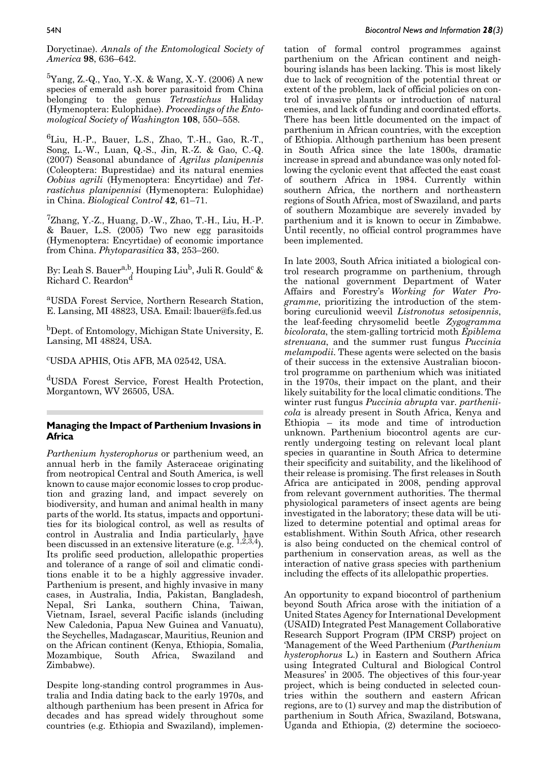Doryctinae). *Annals of the Entomological Society of America* **98**, 636–642.

[5]Yang, Z.-Q., Yao, Y.-X. & Wang, X.-Y. (2006) A new species of emerald ash borer parasitoid from China belonging to the genus *Tetrastichus* Haliday (Hymenoptera: Eulophidae). *Proceedings of the Entomological Society of Washington* **108**, 550–558.

[6]Liu, H.-P., Bauer, L.S., Zhao, T.-H., Gao, R.-T., Song, L.-W., Luan, Q.-S., Jin, R.-Z. & Gao, C.-Q. (2007) Seasonal abundance of *Agrilus planipennis* (Coleoptera: Buprestidae) and its natural enemies *Oobius agrili* (Hymenoptera: Encyrtidae) and *Tetrastichus planipennisi* (Hymenoptera: Eulophidae) in China. *Biological Control* **42**, 61–71.

[7]Zhang, Y.-Z., Huang, D.-W., Zhao, T.-H., Liu, H.-P. & Bauer, L.S. (2005) Two new egg parasitoids (Hymenoptera: Encyrtidae) of economic importance from China. *Phytoparasitica* **33**, 253–260.

By: Leah S. Bauer[a,b], Houping Liu[b], Juli R. Gould[c] & Richard C. Reardon[d]

[a]USDA Forest Service, Northern Research Station, E. Lansing, MI 48823, USA. Email: lbauer@fs.fed.us

[b]Dept. of Entomology, Michigan State University, E. Lansing, MI 48824, USA.

[c]USDA APHIS, Otis AFB, MA 02542, USA.

[d]USDA Forest Service, Forest Health Protection, Morgantown, WV 26505, USA.

## Managing the Impact of Parthenium Invasions in Africa

*Parthenium hysterophorus* or parthenium weed, an annual herb in the family Asteraceae originating from neotropical Central and South America, is well known to cause major economic losses to crop production and grazing land, and impact severely on biodiversity, and human and animal health in many parts of the world. Its status, impacts and opportunities for its biological control, as well as results of control in Australia and India particularly, have been discussed in an extensive literature (e.g. [1,2,3,4]). Its prolific seed production, allelopathic properties and tolerance of a range of soil and climatic conditions enable it to be a highly aggressive invader. Parthenium is present, and highly invasive in many cases, in Australia, India, Pakistan, Bangladesh, Nepal, Sri Lanka, southern China, Taiwan, Vietnam, Israel, several Pacific islands (including New Caledonia, Papua New Guinea and Vanuatu), the Seychelles, Madagascar, Mauritius, Reunion and on the African continent (Kenya, Ethiopia, Somalia, Mozambique, South Africa, Swaziland and Zimbabwe).

Despite long-standing control programmes in Australia and India dating back to the early 1970s, and although parthenium has been present in Africa for decades and has spread widely throughout some countries (e.g. Ethiopia and Swaziland), implementation of formal control programmes against parthenium on the African continent and neighbouring islands has been lacking. This is most likely due to lack of recognition of the potential threat or extent of the problem, lack of official policies on control of invasive plants or introduction of natural enemies, and lack of funding and coordinated efforts. There has been little documented on the impact of parthenium in African countries, with the exception of Ethiopia. Although parthenium has been present in South Africa since the late 1800s, dramatic increase in spread and abundance was only noted following the cyclonic event that affected the east coast of southern Africa in 1984. Currently within southern Africa, the northern and northeastern regions of South Africa, most of Swaziland, and parts of southern Mozambique are severely invaded by parthenium and it is known to occur in Zimbabwe. Until recently, no official control programmes have been implemented.

In late 2003, South Africa initiated a biological control research programme on parthenium, through the national government Department of Water Affairs and Forestry's *Working for Water Programme*, prioritizing the introduction of the stem-boring curculionid weevil *Listronotus setosipennis*, the leaf-feeding chrysomelid beetle *Zygogramma bicolorata*, the stem-galling tortricid moth *Epiblema strenuana*, and the summer rust fungus *Puccinia melampodii*. These agents were selected on the basis of their success in the extensive Australian biocontrol programme on parthenium which was initiated in the 1970s, their impact on the plant, and their likely suitability for the local climatic conditions. The winter rust fungus *Puccinia abrupta* var. *partheniicola* is already present in South Africa, Kenya and Ethiopia – its mode and time of introduction unknown. Parthenium biocontrol agents are currently undergoing testing on relevant local plant species in quarantine in South Africa to determine their specificity and suitability, and the likelihood of their release is promising. The first releases in South Africa are anticipated in 2008, pending approval from relevant government authorities. The thermal physiological parameters of insect agents are being investigated in the laboratory; these data will be utilized to determine potential and optimal areas for establishment. Within South Africa, other research is also being conducted on the chemical control of parthenium in conservation areas, as well as the interaction of native grass species with parthenium including the effects of its allelopathic properties.

An opportunity to expand biocontrol of parthenium beyond South Africa arose with the initiation of a United States Agency for International Development (USAID) Integrated Pest Management Collaborative Research Support Program (IPM CRSP) project on 'Management of the Weed Parthenium (*Parthenium hysterophorus* L.) in Eastern and Southern Africa using Integrated Cultural and Biological Control Measures' in 2005. The objectives of this four-year project, which is being conducted in selected countries within the southern and eastern African regions, are to (1) survey and map the distribution of parthenium in South Africa, Swaziland, Botswana, Uganda and Ethiopia, (2) determine the socioeco-